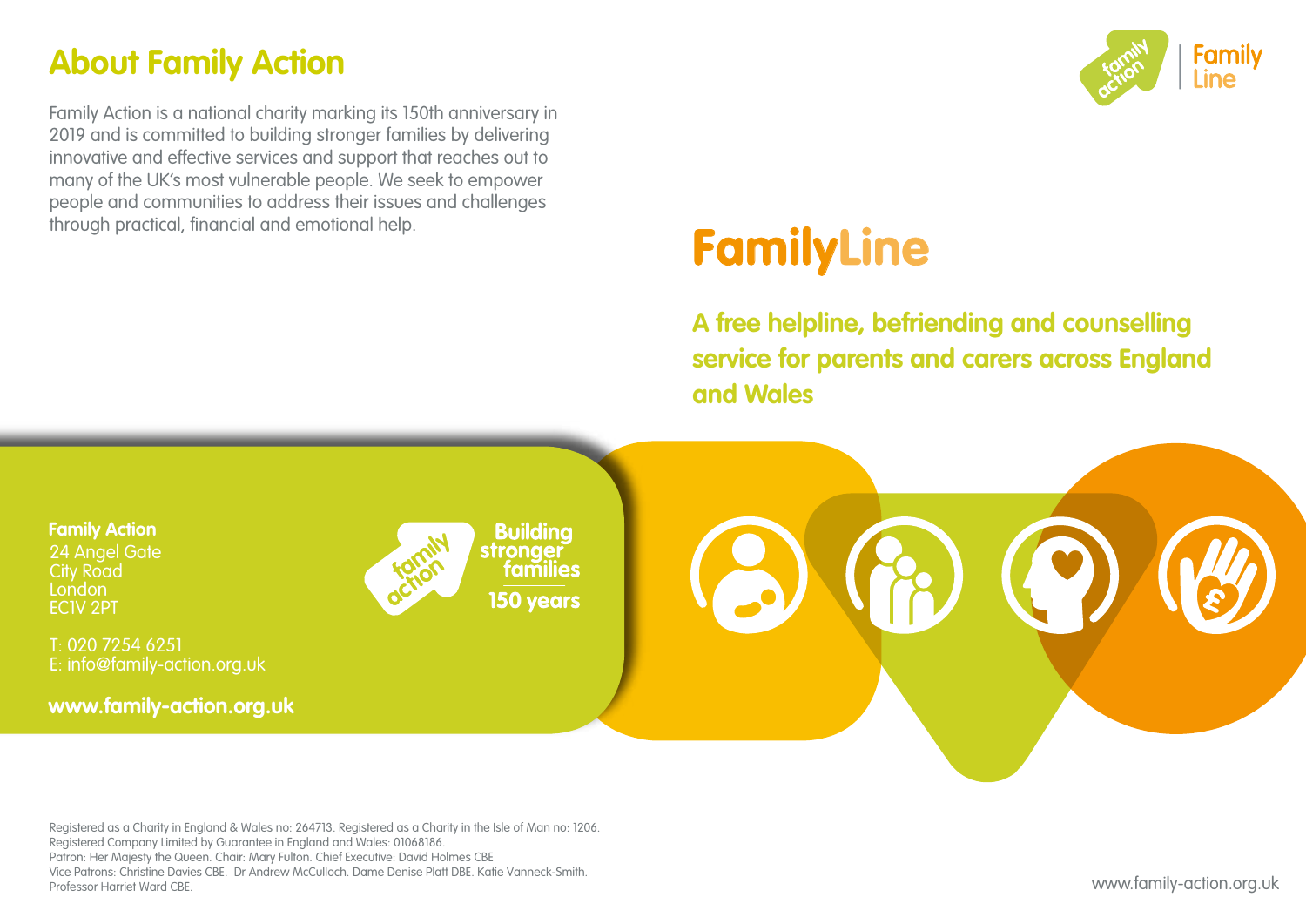## About Family Action

Family Action is a national charity marking its 150th anniversary in 2019 and is committed to building stronger families by delivering innovative and effective services and support that reaches out to many of the UK's most vulnerable people. We seek to empower people and communities to address their issues and challenges through practical, financial and emotional help.

# FamilyLine

**A free helpline, befriending and counselling service for parents and carers across England and Wales**

**Family Action**
24 Angel Gate
City Road
London
EC1V 2PT

T: 020 7254 6251
E: info@family-action.org.uk

**www.family-action.org.uk**

**Building stronger families**
**150 years**

Registered as a Charity in England & Wales no: 264713. Registered as a Charity in the Isle of Man no: 1206.
Registered Company Limited by Guarantee in England and Wales: 01068186.
Patron: Her Majesty the Queen. Chair: Mary Fulton. Chief Executive: David Holmes CBE
Vice Patrons: Christine Davies CBE. Dr Andrew McCulloch. Dame Denise Platt DBE. Katie Vanneck-Smith.
Professor Harriet Ward CBE.

www.family-action.org.uk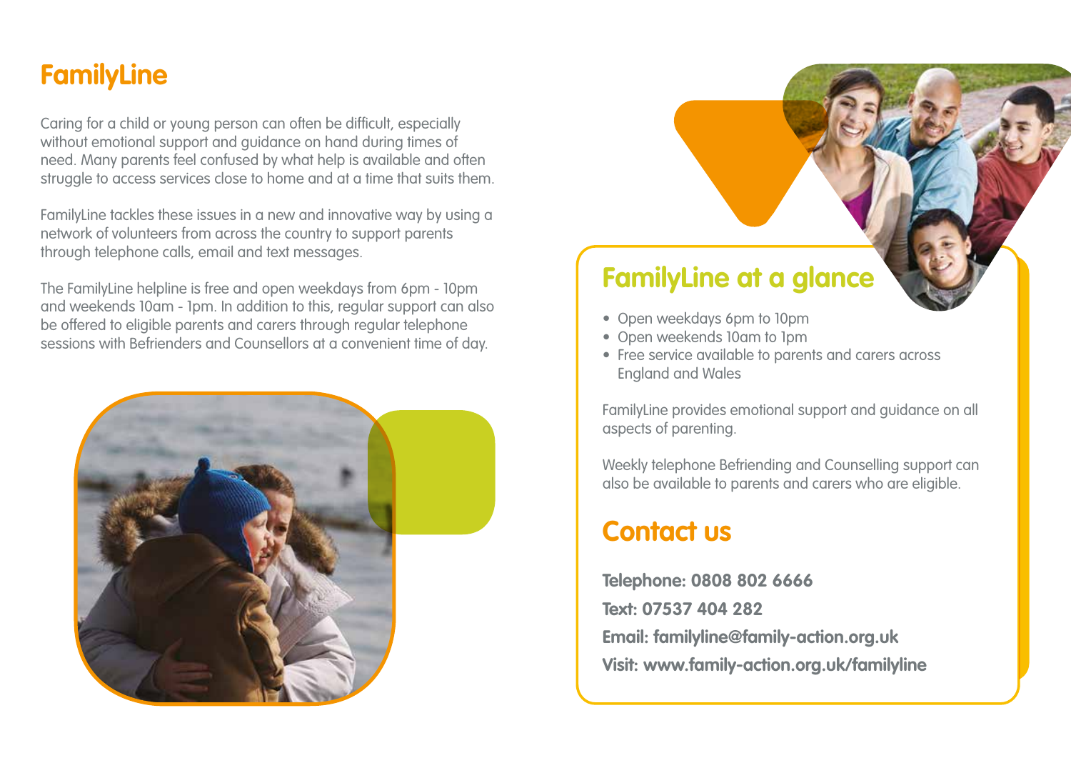# FamilyLine

Caring for a child or young person can often be difficult, especially without emotional support and guidance on hand during times of need. Many parents feel confused by what help is available and often struggle to access services close to home and at a time that suits them.

FamilyLine tackles these issues in a new and innovative way by using a network of volunteers from across the country to support parents through telephone calls, email and text messages.

The FamilyLine helpline is free and open weekdays from 6pm - 10pm and weekends 10am - 1pm. In addition to this, regular support can also be offered to eligible parents and carers through regular telephone sessions with Befrienders and Counsellors at a convenient time of day.

## FamilyLine at a glance

- Open weekdays 6pm to 10pm
- Open weekends 10am to 1pm
- Free service available to parents and carers across England and Wales

FamilyLine provides emotional support and guidance on all aspects of parenting.

Weekly telephone Befriending and Counselling support can also be available to parents and carers who are eligible.

## Contact us

**Telephone: 0808 802 6666**

**Text: 07537 404 282**

**Email: familyline@family-action.org.uk**

**Visit: www.family-action.org.uk/familyline**